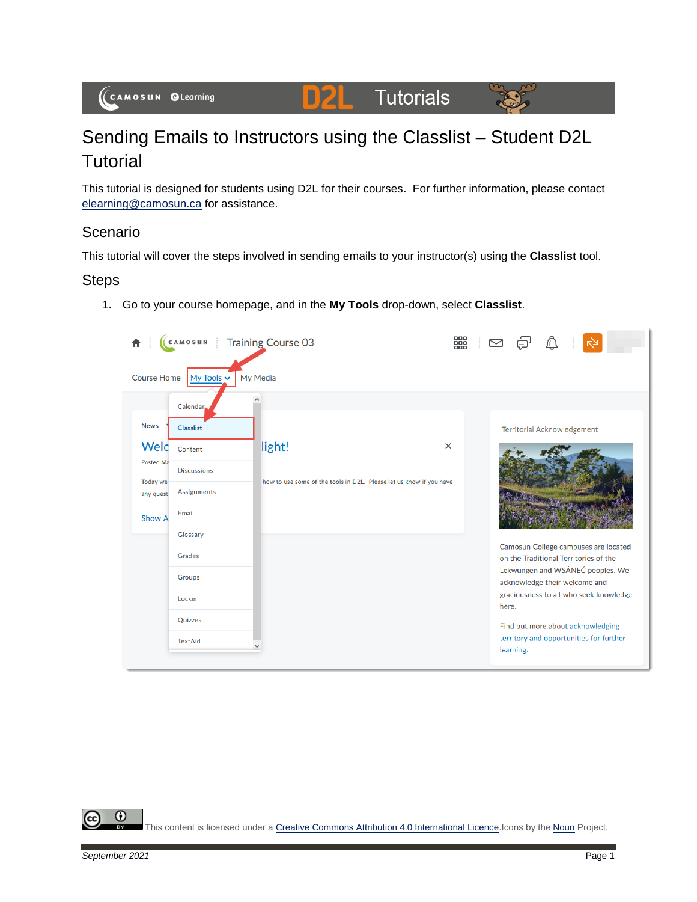# Sending Emails to Instructors using the Classlist – Student D2L Tutorial

This tutorial is designed for students using D2L for their courses. For further information, please contact elearning@camosun.ca for assistance.

## Scenario

This tutorial will cover the steps involved in sending emails to your instructor(s) using the **Classlist** tool.

## Steps

1. Go to your course homepage, and in the **My Tools** drop-down, select **Classlist**.

This content is licensed under a Creative Commons Attribution 4.0 International Licence. Icons by the Noun Project.

*September 2021*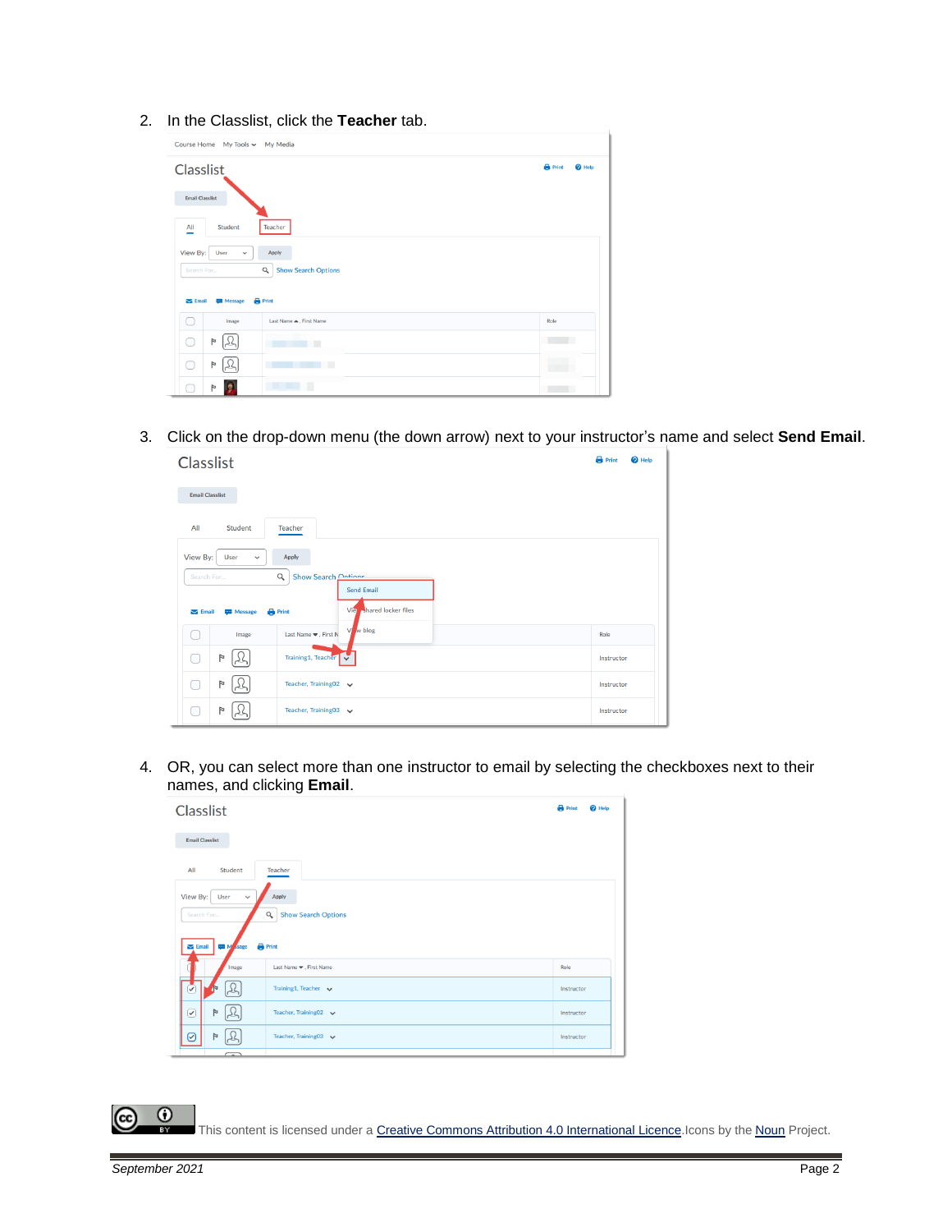2. In the Classlist, click the **Teacher** tab.

3. Click on the drop-down menu (the down arrow) next to your instructor's name and select **Send Email**.

4. OR, you can select more than one instructor to email by selecting the checkboxes next to their names, and clicking **Email**.

This content is licensed under a Creative Commons Attribution 4.0 International Licence. Icons by the Noun Project.

*September 2021*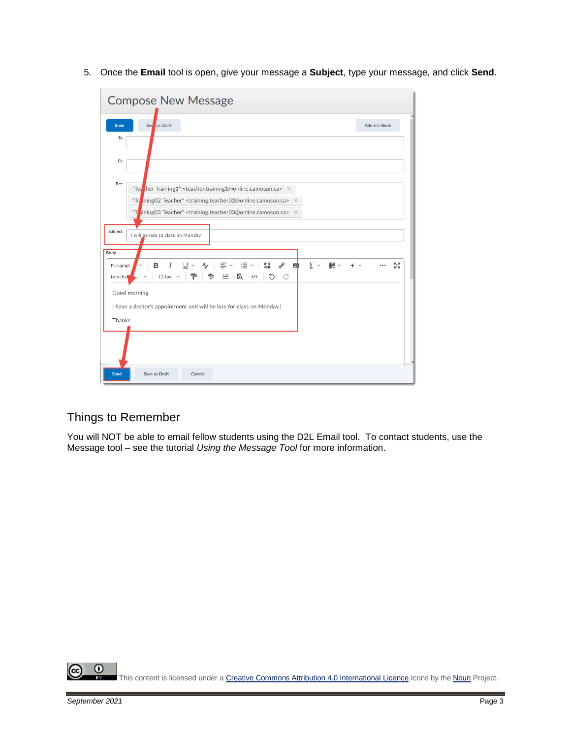5. Once the **Email** tool is open, give your message a **Subject**, type your message, and click **Send**.

## Things to Remember

You will NOT be able to email fellow students using the D2L Email tool. To contact students, use the Message tool – see the tutorial *Using the Message Tool* for more information.

This content is licensed under a Creative Commons Attribution 4.0 International Licence. Icons by the Noun Project.